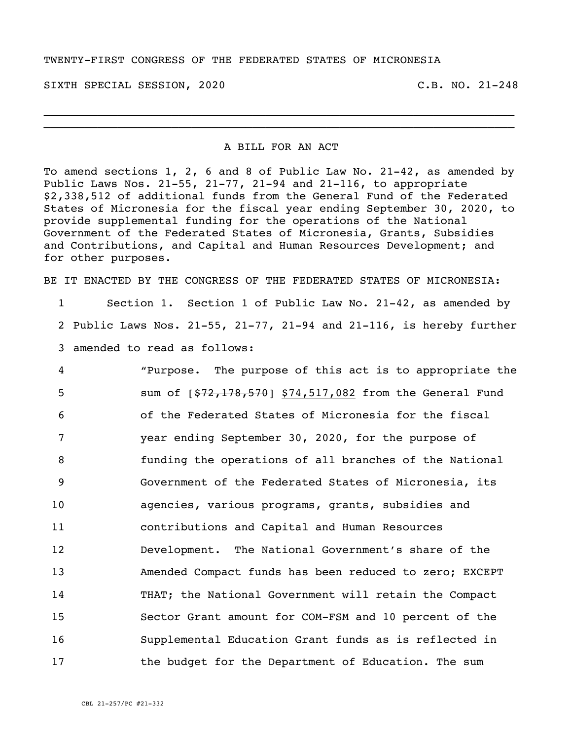TWENTY-FIRST CONGRESS OF THE FEDERATED STATES OF MICRONESIA

SIXTH SPECIAL SESSION, 2020 C.B. NO. 21-248

---

A BILL FOR AN ACT

To amend sections 1, 2, 6 and 8 of Public Law No. 21-42, as amended by Public Laws Nos. 21-55, 21-77, 21-94 and 21-116, to appropriate $2,338,512 of additional funds from the General Fund of the Federated States of Micronesia for the fiscal year ending September 30, 2020, to provide supplemental funding for the operations of the National Government of the Federated States of Micronesia, Grants, Subsidies and Contributions, and Capital and Human Resources Development; and for other purposes.

BE IT ENACTED BY THE CONGRESS OF THE FEDERATED STATES OF MICRONESIA:

1 Section 1. Section 1 of Public Law No. 21-42, as amended by
2 Public Laws Nos. 21-55, 21-77, 21-94 and 21-116, is hereby further
3 amended to read as follows:

4 "Purpose. The purpose of this act is to appropriate the
5 sum of [~~$72,178,570~~] <u>$74,517,082</u> from the General Fund
6 of the Federated States of Micronesia for the fiscal
7 year ending September 30, 2020, for the purpose of
8 funding the operations of all branches of the National
9 Government of the Federated States of Micronesia, its
10 agencies, various programs, grants, subsidies and
11 contributions and Capital and Human Resources
12 Development. The National Government's share of the
13 Amended Compact funds has been reduced to zero; EXCEPT
14 THAT; the National Government will retain the Compact
15 Sector Grant amount for COM-FSM and 10 percent of the
16 Supplemental Education Grant funds as is reflected in
17 the budget for the Department of Education. The sum

CBL 21-257/PC #21-332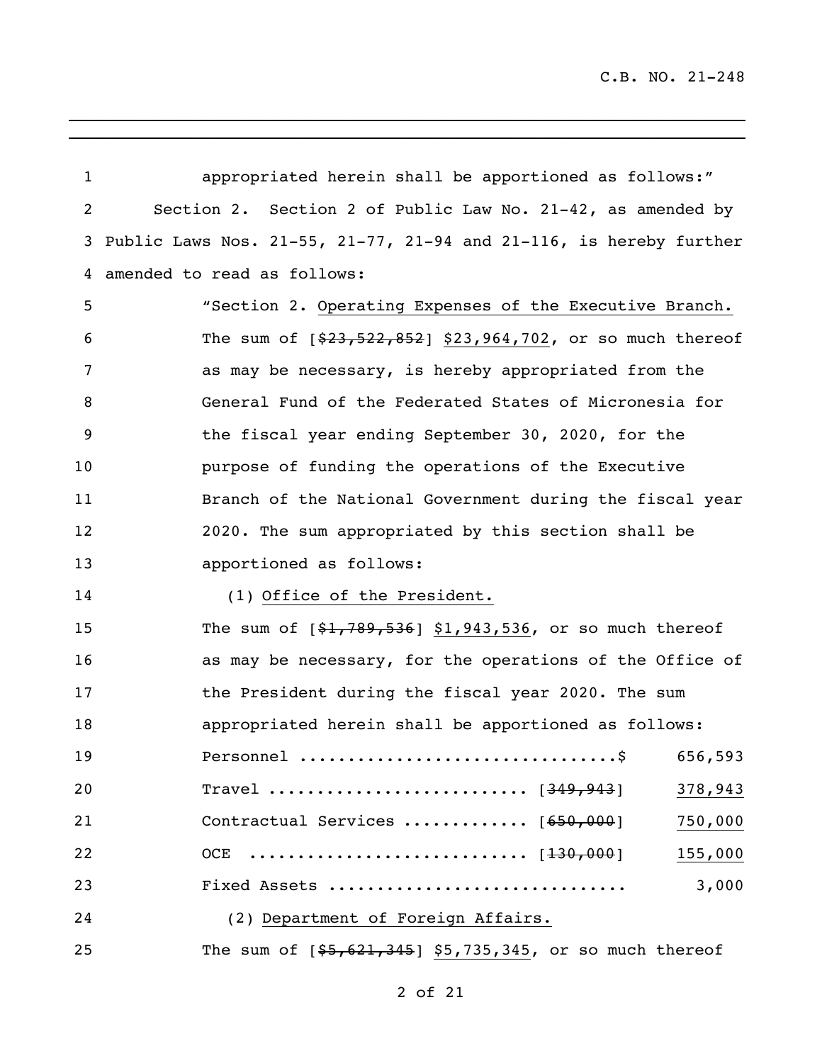appropriated herein shall be apportioned as follows:"

Section 2. Section 2 of Public Law No. 21-42, as amended by Public Laws Nos. 21-55, 21-77, 21-94 and 21-116, is hereby further amended to read as follows:

"Section 2. Operating Expenses of the Executive Branch. The sum of [~~$23,522,852~~] $23,964,702, or so much thereof as may be necessary, is hereby appropriated from the General Fund of the Federated States of Micronesia for the fiscal year ending September 30, 2020, for the purpose of funding the operations of the Executive Branch of the National Government during the fiscal year 2020. The sum appropriated by this section shall be apportioned as follows:

(1) Office of the President.

The sum of [~~$1,789,536~~] $1,943,536, or so much thereof as may be necessary, for the operations of the Office of the President during the fiscal year 2020. The sum appropriated herein shall be apportioned as follows:

| Item | Former | Amount |
|---|---|---|
| Personnel ................................$ | | 656,593 |
| Travel .......................... | [~~349,943~~] | 378,943 |
| Contractual Services ............ | [~~650,000~~] | 750,000 |
| OCE ............................ | [~~130,000~~] | 155,000 |
| Fixed Assets ............................. | | 3,000 |

(2) Department of Foreign Affairs.

The sum of [~~$5,621,345~~] $5,735,345, or so much thereof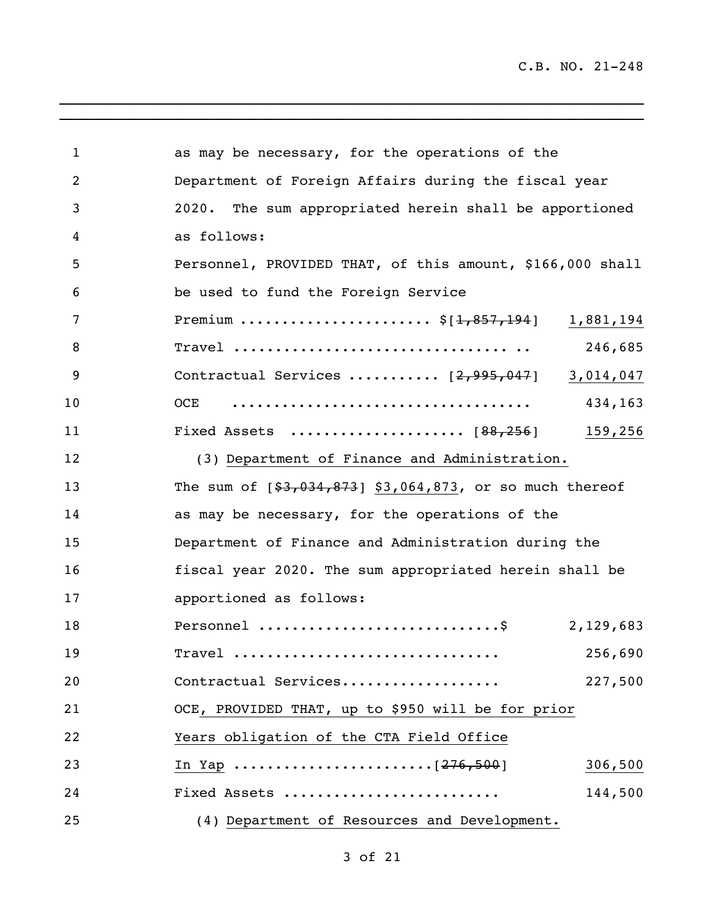as may be necessary, for the operations of the Department of Foreign Affairs during the fiscal year 2020. The sum appropriated herein shall be apportioned as follows:

| | |
|---|---|
| Personnel, PROVIDED THAT, of this amount, $166,000 shall be used to fund the Foreign Service Premium ..................... $[~~1,857,194~~] | <u>1,881,194</u> |
| Travel ................................. .. | 246,685 |
| Contractual Services .......... [~~2,995,047~~] | <u>3,014,047</u> |
| OCE .................................. | 434,163 |
| Fixed Assets .................... [~~88,256~~] | <u>159,256</u> |

(3) <u>Department of Finance and Administration.</u> The sum of [~~$3,034,873~~] <u>$3,064,873</u>, or so much thereof as may be necessary, for the operations of the Department of Finance and Administration during the fiscal year 2020. The sum appropriated herein shall be apportioned as follows:

| | |
|---|---|
| Personnel ............................$ | 2,129,683 |
| Travel .............................. | 256,690 |
| Contractual Services.................. | 227,500 |
| OCE<u>, PROVIDED THAT, up to $950 will be for prior Years obligation of the CTA Field Office In Yap</u> ......................[~~276,500~~] | <u>306,500</u> |
| Fixed Assets ......................... | 144,500 |

(4) <u>Department of Resources and Development.</u>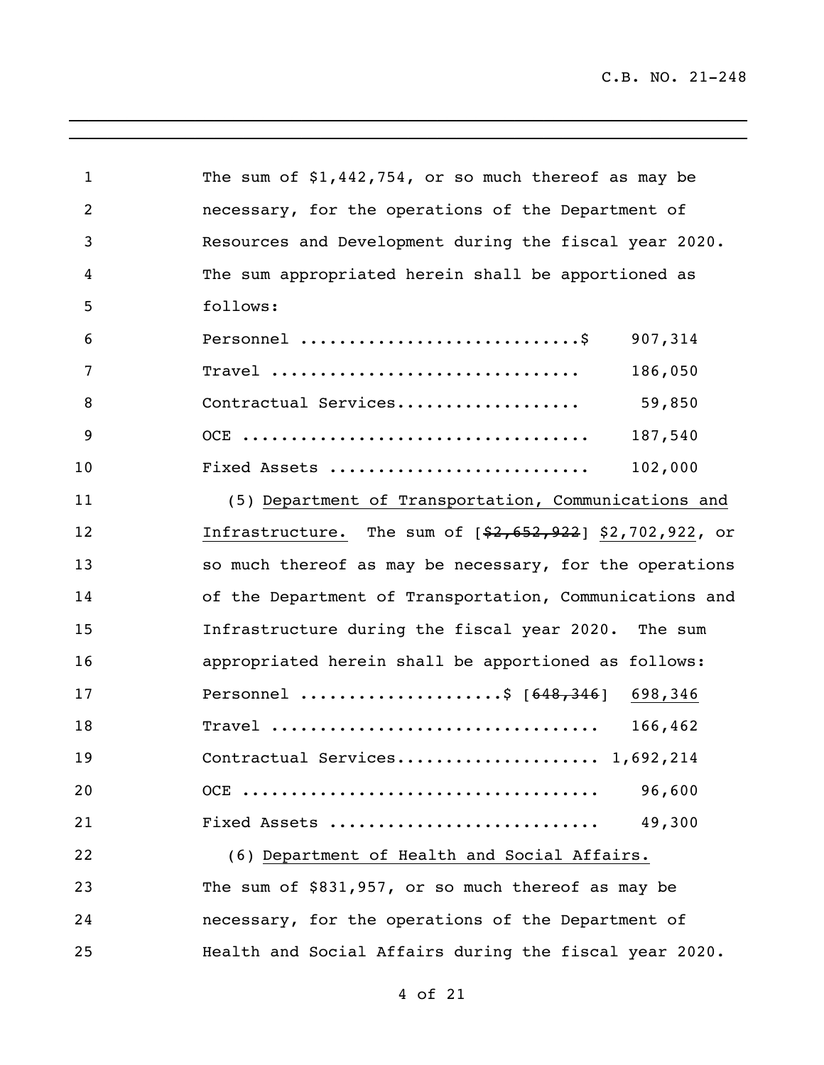The sum of $1,442,754, or so much thereof as may be necessary, for the operations of the Department of Resources and Development during the fiscal year 2020. The sum appropriated herein shall be apportioned as follows:

| | |
|---|---|
| Personnel ............................$ | 907,314 |
| Travel ............................... | 186,050 |
| Contractual Services.................. | 59,850 |
| OCE .................................. | 187,540 |
| Fixed Assets ......................... | 102,000 |

(5) <u>Department of Transportation, Communications and Infrastructure.</u> The sum of [~~$2,652,922~~] <u>$2,702,922</u>, or so much thereof as may be necessary, for the operations of the Department of Transportation, Communications and Infrastructure during the fiscal year 2020. The sum appropriated herein shall be apportioned as follows:

| | |
|---|---|
| Personnel ...................$ [~~648,346~~] | <u>698,346</u> |
| Travel ................................. | 166,462 |
| Contractual Services.................... | 1,692,214 |
| OCE .................................... | 96,600 |
| Fixed Assets ........................... | 49,300 |

(6) <u>Department of Health and Social Affairs.</u> The sum of $831,957, or so much thereof as may be necessary, for the operations of the Department of Health and Social Affairs during the fiscal year 2020.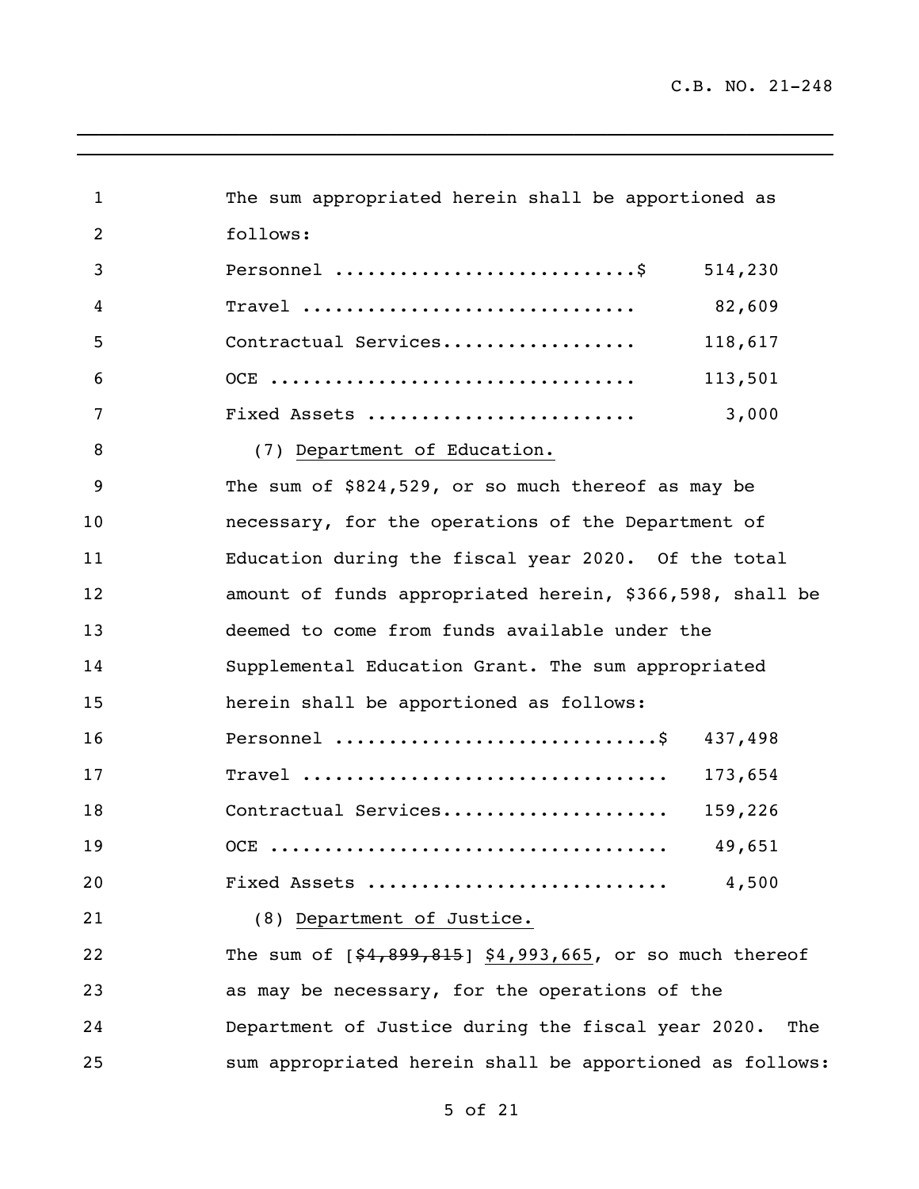The sum appropriated herein shall be apportioned as follows:

| | |
|---|---|
| Personnel ............................$ | 514,230 |
| Travel ............................... | 82,609 |
| Contractual Services.................. | 118,617 |
| OCE .................................. | 113,501 |
| Fixed Assets ......................... | 3,000 |

(7) Department of Education.

The sum of $824,529, or so much thereof as may be necessary, for the operations of the Department of Education during the fiscal year 2020. Of the total amount of funds appropriated herein, $366,598, shall be deemed to come from funds available under the Supplemental Education Grant. The sum appropriated herein shall be apportioned as follows:

| | |
|---|---|
| Personnel ..............................$ | 437,498 |
| Travel .................................. | 173,654 |
| Contractual Services..................... | 159,226 |
| OCE ..................................... | 49,651 |
| Fixed Assets ............................ | 4,500 |

(8) Department of Justice.

The sum of [~~$4,899,815~~] $4,993,665, or so much thereof as may be necessary, for the operations of the Department of Justice during the fiscal year 2020. The sum appropriated herein shall be apportioned as follows: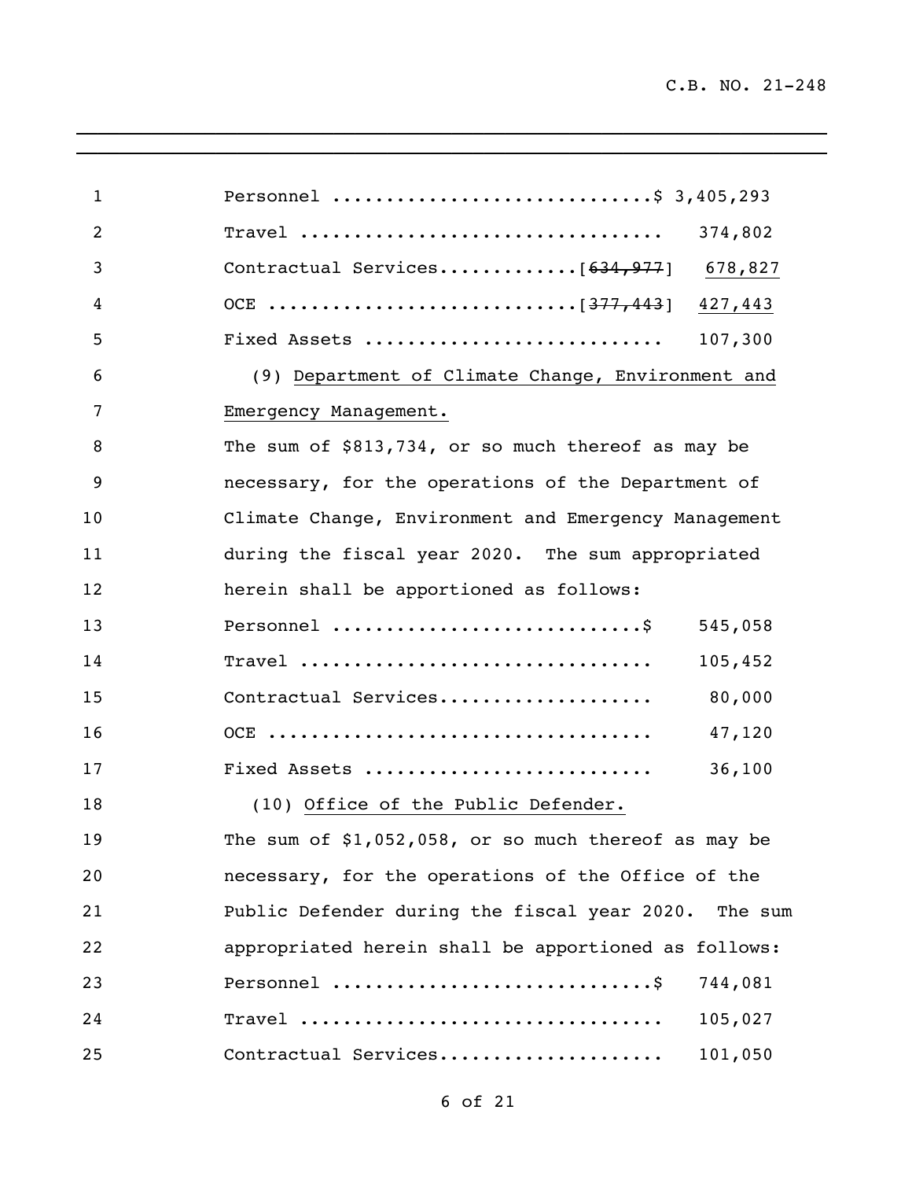Personnel .............................$ 3,405,293

Travel .................................. 374,802

Contractual Services.............[~~634,977~~] <u>678,827</u>

OCE ............................[~~377,443~~] <u>427,443</u>

Fixed Assets ........................... 107,300

(9) <u>Department of Climate Change, Environment and Emergency Management.</u>

The sum of $813,734, or so much thereof as may be necessary, for the operations of the Department of Climate Change, Environment and Emergency Management during the fiscal year 2020. The sum appropriated herein shall be apportioned as follows:

Personnel ............................$ 545,058

Travel ................................. 105,452

Contractual Services.................... 80,000

OCE .................................... 47,120

Fixed Assets .......................... 36,100

(10) <u>Office of the Public Defender.</u>

The sum of $1,052,058, or so much thereof as may be necessary, for the operations of the Office of the Public Defender during the fiscal year 2020. The sum appropriated herein shall be apportioned as follows:

Personnel .............................$ 744,081

Travel .................................. 105,027

Contractual Services..................... 101,050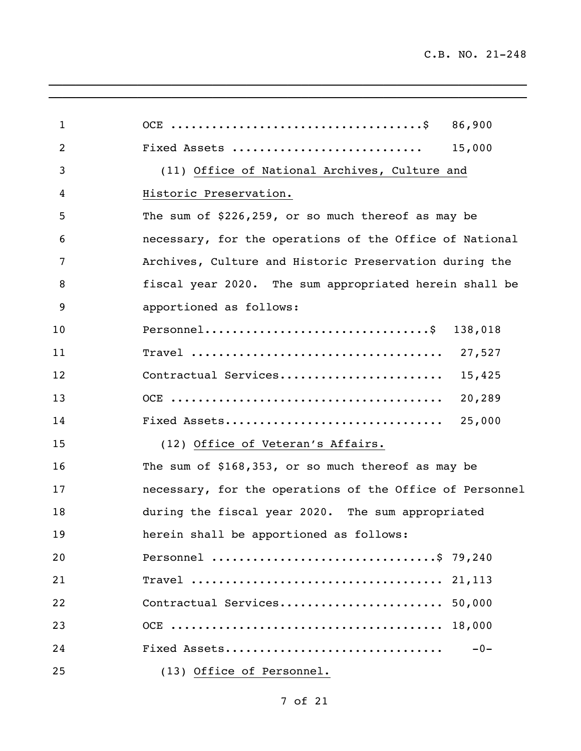OCE ....................................$ 86,900
Fixed Assets ........................... 15,000

(11) Office of National Archives, Culture and Historic Preservation.

The sum of $226,259, or so much thereof as may be necessary, for the operations of the Office of National Archives, Culture and Historic Preservation during the fiscal year 2020. The sum appropriated herein shall be apportioned as follows:

Personnel................................$ 138,018
Travel .................................... 27,527
Contractual Services....................... 15,425
OCE ....................................... 20,289
Fixed Assets............................... 25,000

(12) Office of Veteran's Affairs.

The sum of $168,353, or so much thereof as may be necessary, for the operations of the Office of Personnel during the fiscal year 2020. The sum appropriated herein shall be apportioned as follows:

Personnel ................................$ 79,240
Travel .................................... 21,113
Contractual Services....................... 50,000
OCE ....................................... 18,000
Fixed Assets............................... -0-

(13) Office of Personnel.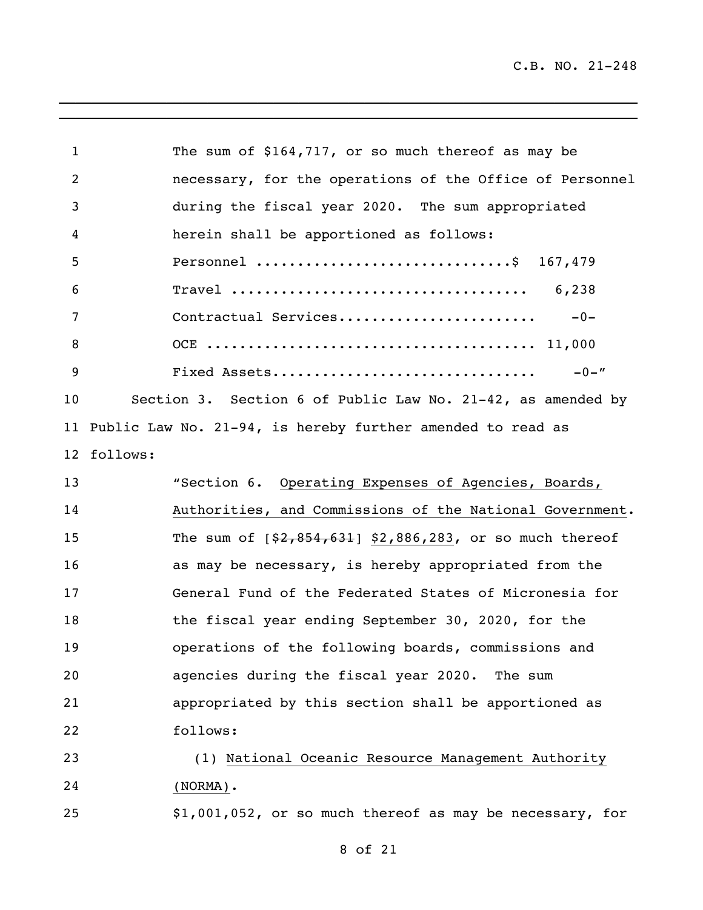The sum of $164,717, or so much thereof as may be necessary, for the operations of the Office of Personnel during the fiscal year 2020. The sum appropriated herein shall be apportioned as follows:

| | |
|---|---|
| Personnel .............................. | $ 167,479 |
| Travel ................................... | 6,238 |
| Contractual Services....................... | -0- |
| OCE ....................................... | 11,000 |
| Fixed Assets............................... | -0-” |

Section 3. Section 6 of Public Law No. 21-42, as amended by Public Law No. 21-94, is hereby further amended to read as follows:

“Section 6. Operating Expenses of Agencies, Boards, Authorities, and Commissions of the National Government. The sum of [~~$2,854,631~~] $2,886,283, or so much thereof as may be necessary, is hereby appropriated from the General Fund of the Federated States of Micronesia for the fiscal year ending September 30, 2020, for the operations of the following boards, commissions and agencies during the fiscal year 2020. The sum appropriated by this section shall be apportioned as follows:

(1) National Oceanic Resource Management Authority (NORMA).

$1,001,052, or so much thereof as may be necessary, for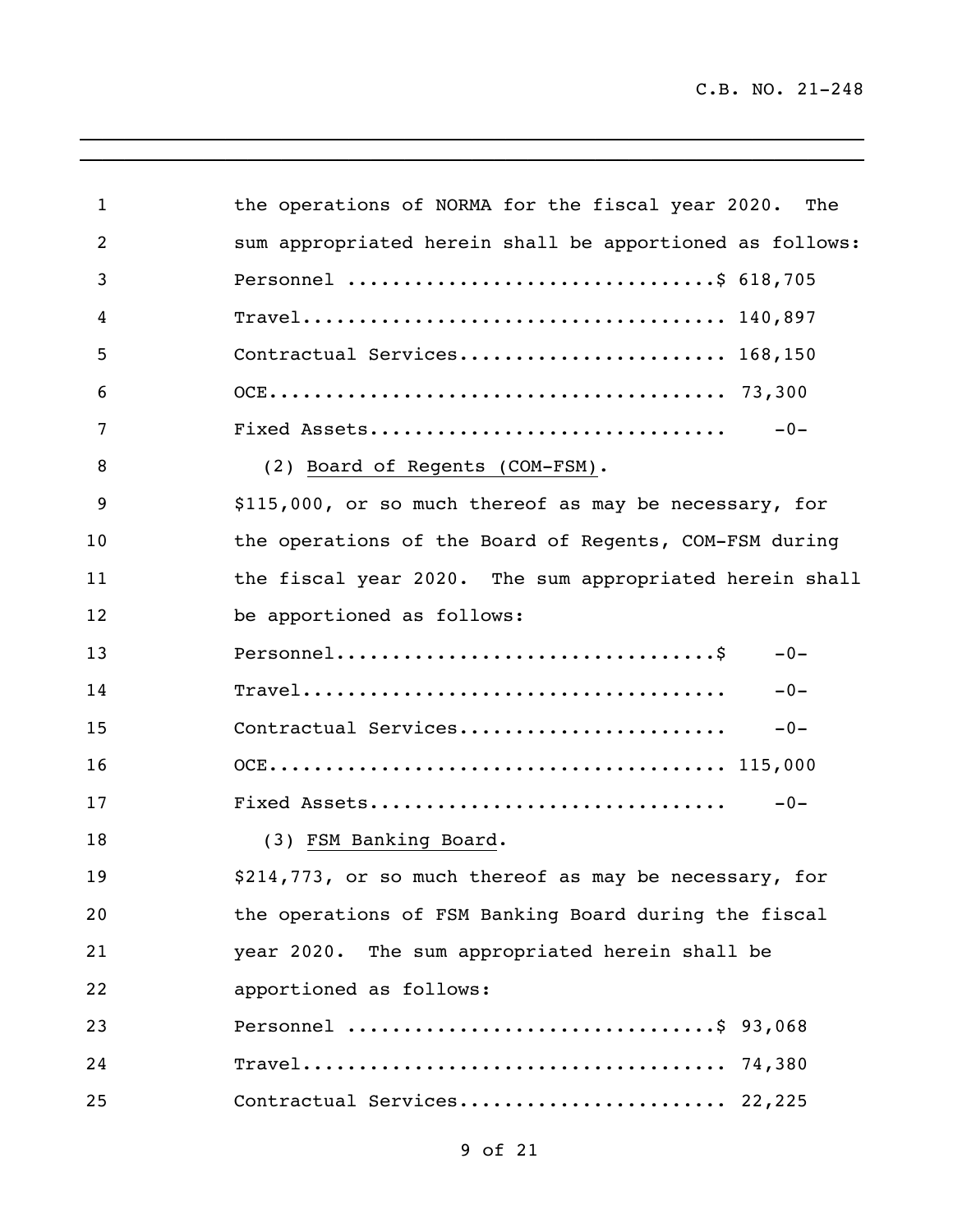the operations of NORMA for the fiscal year 2020. The sum appropriated herein shall be apportioned as follows:

Personnel ................................$ 618,705
Travel.................................... 140,897
Contractual Services...................... 168,150
OCE....................................... 73,300
Fixed Assets.............................. -0-

(2) Board of Regents (COM-FSM).

$115,000, or so much thereof as may be necessary, for the operations of the Board of Regents, COM-FSM during the fiscal year 2020. The sum appropriated herein shall be apportioned as follows:

Personnel.................................$ -0-
Travel.................................... -0-
Contractual Services...................... -0-
OCE....................................... 115,000
Fixed Assets.............................. -0-

(3) FSM Banking Board.

$214,773, or so much thereof as may be necessary, for the operations of FSM Banking Board during the fiscal year 2020. The sum appropriated herein shall be apportioned as follows:

Personnel ................................$ 93,068
Travel.................................... 74,380
Contractual Services...................... 22,225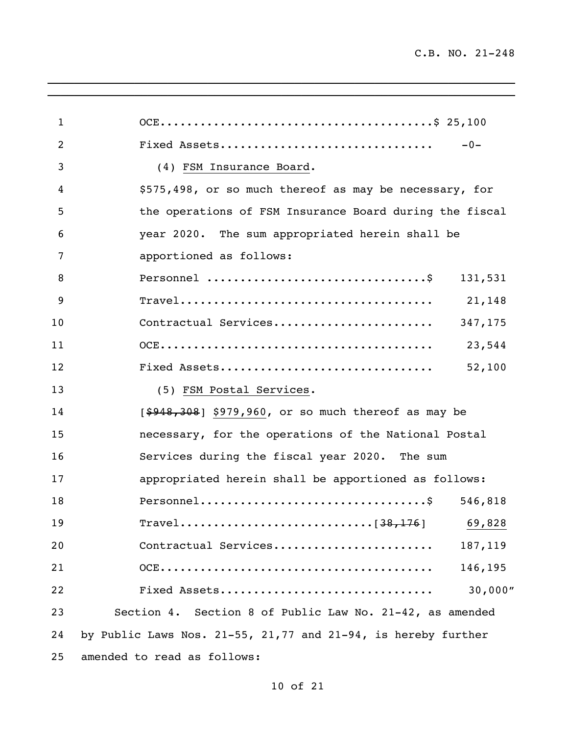OCE.........................................$ 25,100

Fixed Assets...............................    -0-

(4) FSM Insurance Board.

$575,498, or so much thereof as may be necessary, for the operations of FSM Insurance Board during the fiscal year 2020. The sum appropriated herein shall be apportioned as follows:

Personnel ................................$ 131,531

Travel..................................... 21,148

Contractual Services....................... 347,175

OCE........................................ 23,544

Fixed Assets............................... 52,100

(5) FSM Postal Services.

[~~$948,308~~] $979,960, or so much thereof as may be necessary, for the operations of the National Postal Services during the fiscal year 2020. The sum appropriated herein shall be apportioned as follows:

Personnel.................................$ 546,818

Travel............................[~~38,176~~] 69,828

Contractual Services....................... 187,119

OCE........................................ 146,195

Fixed Assets............................... 30,000"

Section 4. Section 8 of Public Law No. 21-42, as amended by Public Laws Nos. 21-55, 21,77 and 21-94, is hereby further amended to read as follows: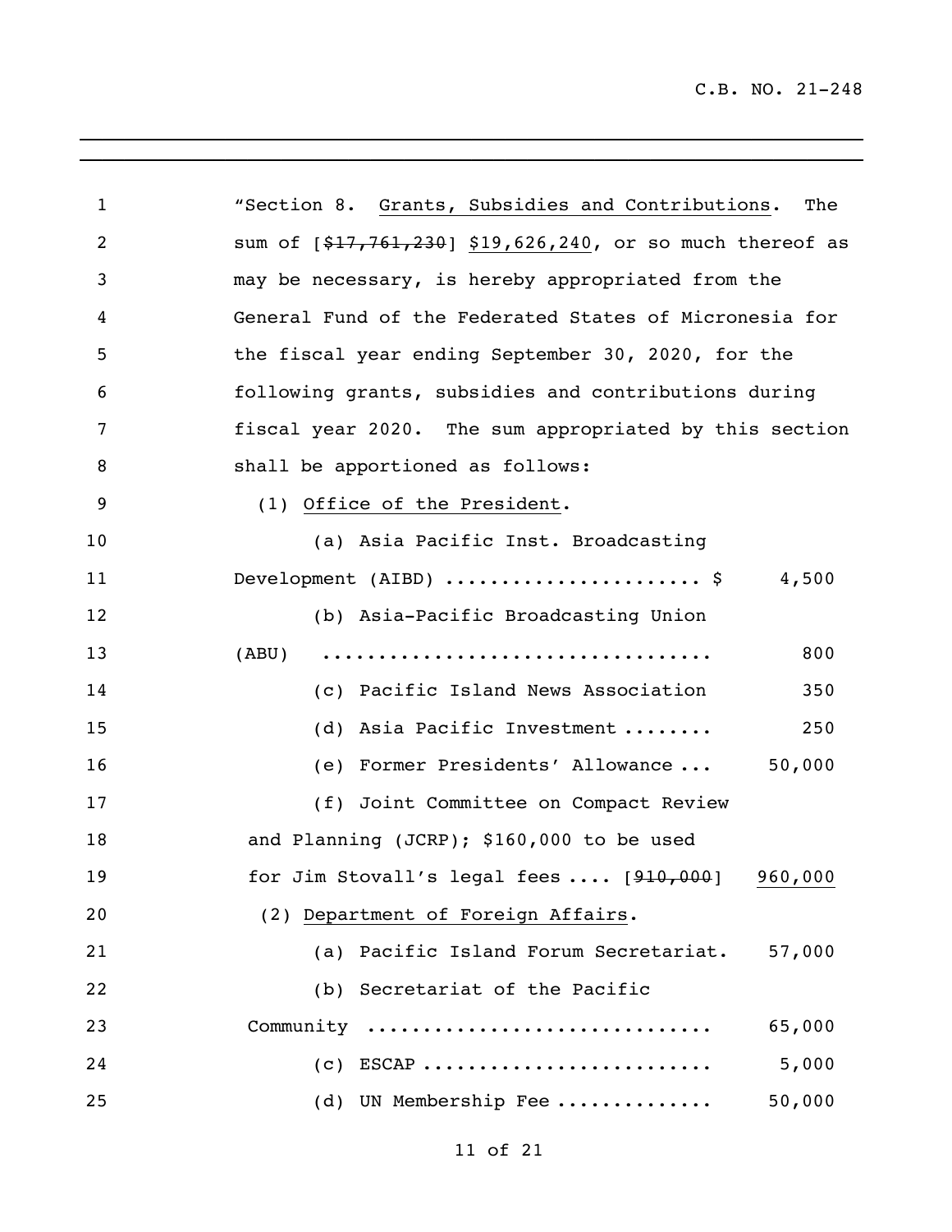"Section 8. Grants, Subsidies and Contributions. The sum of [~~$17,761,230~~] $19,626,240, or so much thereof as may be necessary, is hereby appropriated from the General Fund of the Federated States of Micronesia for the fiscal year ending September 30, 2020, for the following grants, subsidies and contributions during fiscal year 2020. The sum appropriated by this section shall be apportioned as follows:

(1) Office of the President.

| Item | Amount |
|---|---|
| (a) Asia Pacific Inst. Broadcasting Development (AIBD) | $ 4,500 |
| (b) Asia-Pacific Broadcasting Union (ABU) | 800 |
| (c) Pacific Island News Association | 350 |
| (d) Asia Pacific Investment | 250 |
| (e) Former Presidents' Allowance | 50,000 |
| (f) Joint Committee on Compact Review and Planning (JCRP); $160,000 to be used for Jim Stovall's legal fees | [~~910,000~~] 960,000 |

(2) Department of Foreign Affairs.

| Item | Amount |
|---|---|
| (a) Pacific Island Forum Secretariat | 57,000 |
| (b) Secretariat of the Pacific Community | 65,000 |
| (c) ESCAP | 5,000 |
| (d) UN Membership Fee | 50,000 |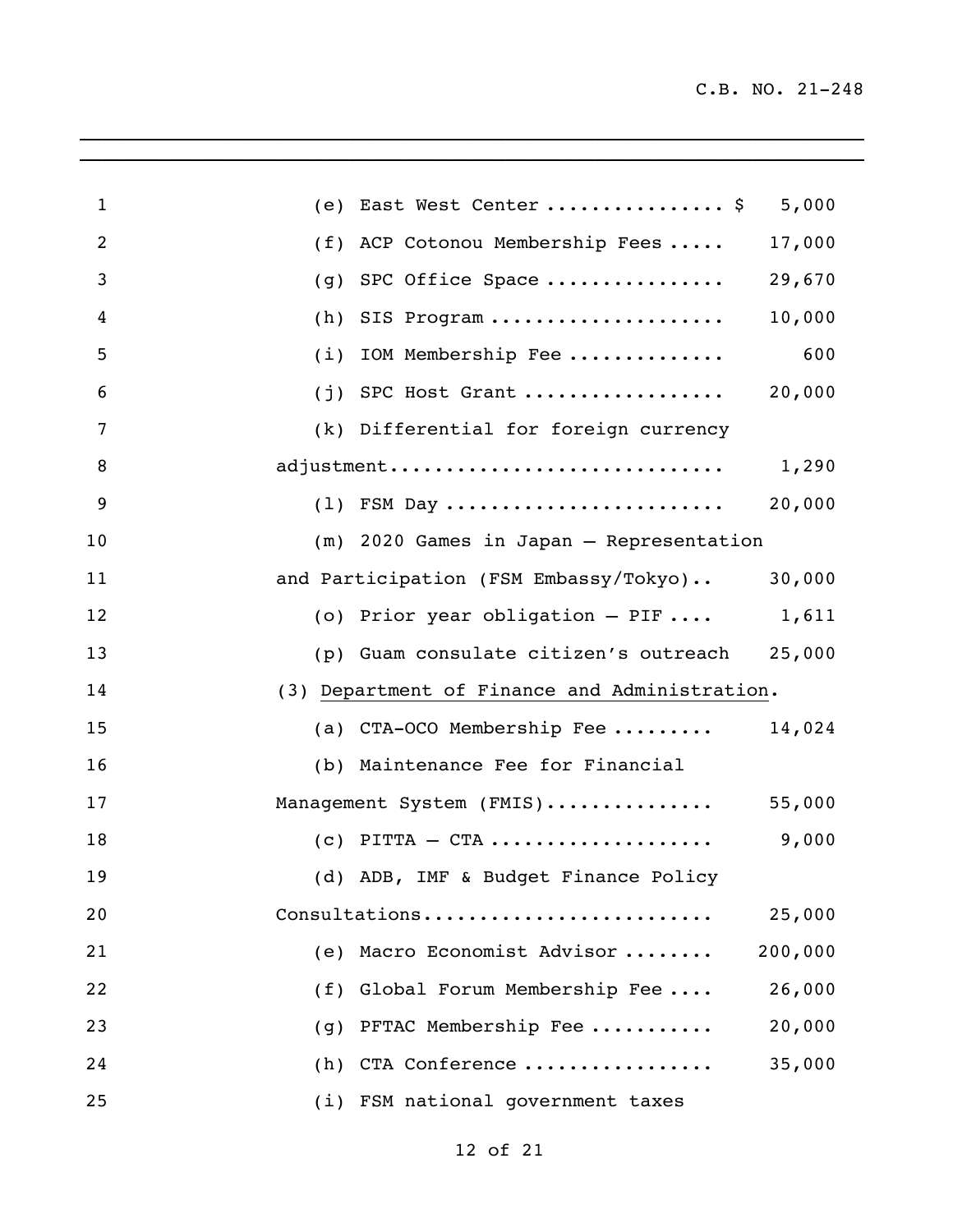(e) East West Center ................ $ 5,000

(f) ACP Cotonou Membership Fees ..... 17,000

(g) SPC Office Space ................ 29,670

(h) SIS Program ..................... 10,000

(i) IOM Membership Fee .............. 600

(j) SPC Host Grant .................. 20,000

(k) Differential for foreign currency adjustment............................. 1,290

(l) FSM Day ......................... 20,000

(m) 2020 Games in Japan – Representation and Participation (FSM Embassy/Tokyo).. 30,000

(o) Prior year obligation – PIF .... 1,611

(p) Guam consulate citizen's outreach 25,000

(3) Department of Finance and Administration.

(a) CTA-OCO Membership Fee ......... 14,024

(b) Maintenance Fee for Financial Management System (FMIS)............... 55,000

(c) PITTA – CTA .................... 9,000

(d) ADB, IMF & Budget Finance Policy Consultations......................... 25,000

(e) Macro Economist Advisor ........ 200,000

(f) Global Forum Membership Fee .... 26,000

(g) PFTAC Membership Fee ........... 20,000

(h) CTA Conference ................. 35,000

(i) FSM national government taxes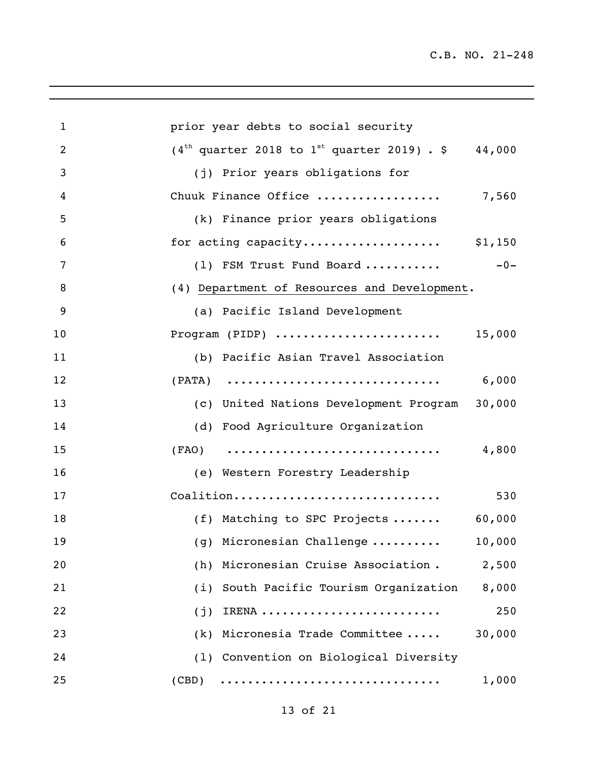prior year debts to social security ($4^{th}$ quarter 2018 to $1^{st}$ quarter 2019) . $ 44,000

(j) Prior years obligations for Chuuk Finance Office ................. 7,560

(k) Finance prior years obligations for acting capacity.................... $1,150

(l) FSM Trust Fund Board ........... -0-

(4) <u>Department of Resources and Development</u>.

(a) Pacific Island Development Program (PIDP) ....................... 15,000

(b) Pacific Asian Travel Association (PATA) .............................. 6,000

(c) United Nations Development Program 30,000

(d) Food Agriculture Organization (FAO) .............................. 4,800

(e) Western Forestry Leadership Coalition............................. 530

(f) Matching to SPC Projects ....... 60,000

(g) Micronesian Challenge .......... 10,000

(h) Micronesian Cruise Association . 2,500

(i) South Pacific Tourism Organization 8,000

(j) IRENA ......................... 250

(k) Micronesia Trade Committee ..... 30,000

(l) Convention on Biological Diversity (CBD) .............................. 1,000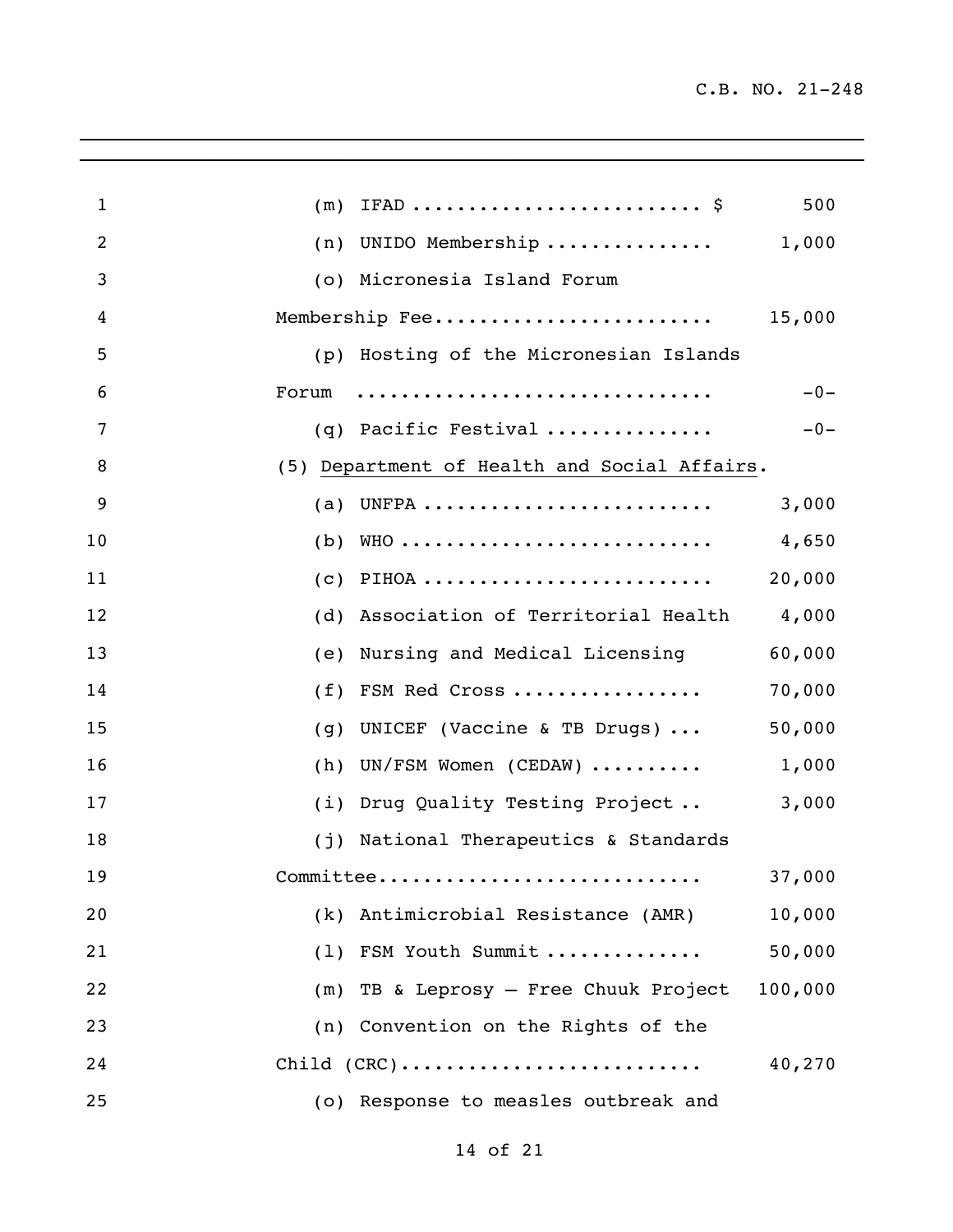(m) IFAD .......................... $ 500

(n) UNIDO Membership .............. 1,000

(o) Micronesia Island Forum Membership Fee........................ 15,000

(p) Hosting of the Micronesian Islands Forum ............................... -0-

(q) Pacific Festival .............. -0-

(5) Department of Health and Social Affairs.

(a) UNFPA .......................... 3,000

(b) WHO ............................ 4,650

(c) PIHOA .......................... 20,000

(d) Association of Territorial Health 4,000

(e) Nursing and Medical Licensing 60,000

(f) FSM Red Cross ................. 70,000

(g) UNICEF (Vaccine & TB Drugs) ... 50,000

(h) UN/FSM Women (CEDAW) .......... 1,000

(i) Drug Quality Testing Project .. 3,000

(j) National Therapeutics & Standards Committee............................ 37,000

(k) Antimicrobial Resistance (AMR) 10,000

(l) FSM Youth Summit ............. 50,000

(m) TB & Leprosy – Free Chuuk Project 100,000

(n) Convention on the Rights of the Child (CRC).......................... 40,270

(o) Response to measles outbreak and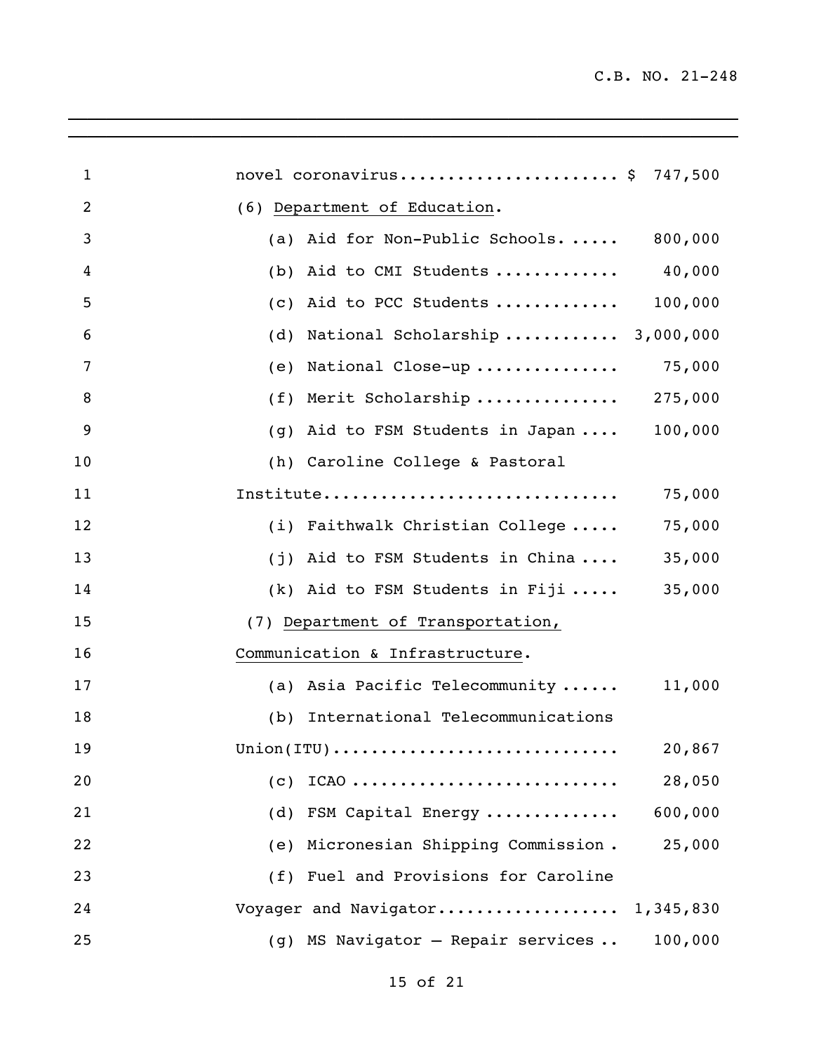novel coronavirus...................... $ 747,500

(6) Department of Education.

(a) Aid for Non-Public Schools. ..... 800,000

(b) Aid to CMI Students ............ 40,000

(c) Aid to PCC Students ............ 100,000

(d) National Scholarship ........... 3,000,000

(e) National Close-up .............. 75,000

(f) Merit Scholarship .............. 275,000

(g) Aid to FSM Students in Japan .... 100,000

(h) Caroline College & Pastoral Institute.............................. 75,000

(i) Faithwalk Christian College ..... 75,000

(j) Aid to FSM Students in China .... 35,000

(k) Aid to FSM Students in Fiji ..... 35,000

(7) Department of Transportation, Communication & Infrastructure.

(a) Asia Pacific Telecommunity ...... 11,000

(b) International Telecommunications Union(ITU)............................ 20,867

(c) ICAO ........................... 28,050

(d) FSM Capital Energy ............. 600,000

(e) Micronesian Shipping Commission . 25,000

(f) Fuel and Provisions for Caroline Voyager and Navigator.................. 1,345,830

(g) MS Navigator – Repair services .. 100,000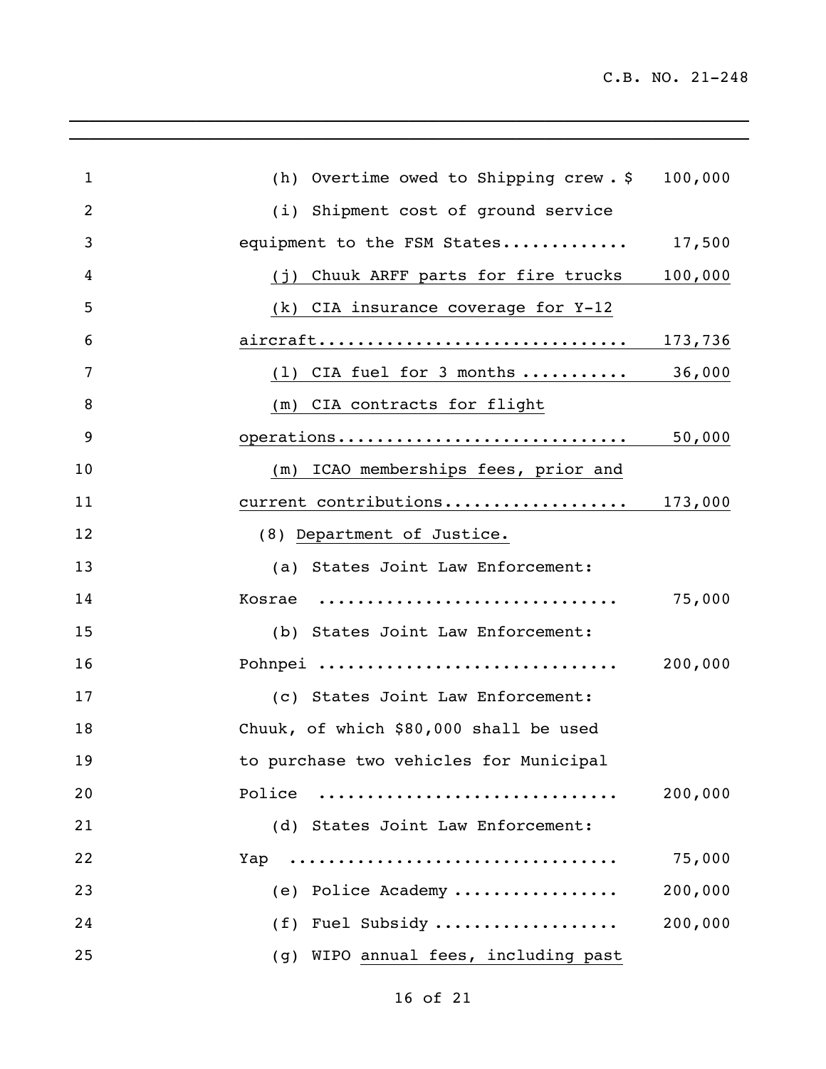(h) Overtime owed to Shipping crew . $ 100,000

(i) Shipment cost of ground service equipment to the FSM States............ 17,500

(j) Chuuk ARFF parts for fire trucks 100,000

(k) CIA insurance coverage for Y-12 aircraft.............................. 173,736

(l) CIA fuel for 3 months .......... 36,000

(m) CIA contracts for flight operations............................ 50,000

(m) ICAO memberships fees, prior and current contributions.................. 173,000

(8) Department of Justice.

(a) States Joint Law Enforcement: Kosrae .............................. 75,000

(b) States Joint Law Enforcement: Pohnpei .............................. 200,000

(c) States Joint Law Enforcement: Chuuk, of which $80,000 shall be used to purchase two vehicles for Municipal Police .............................. 200,000

(d) States Joint Law Enforcement: Yap ................................ 75,000

(e) Police Academy ................ 200,000

(f) Fuel Subsidy .................. 200,000

(g) WIPO annual fees, including past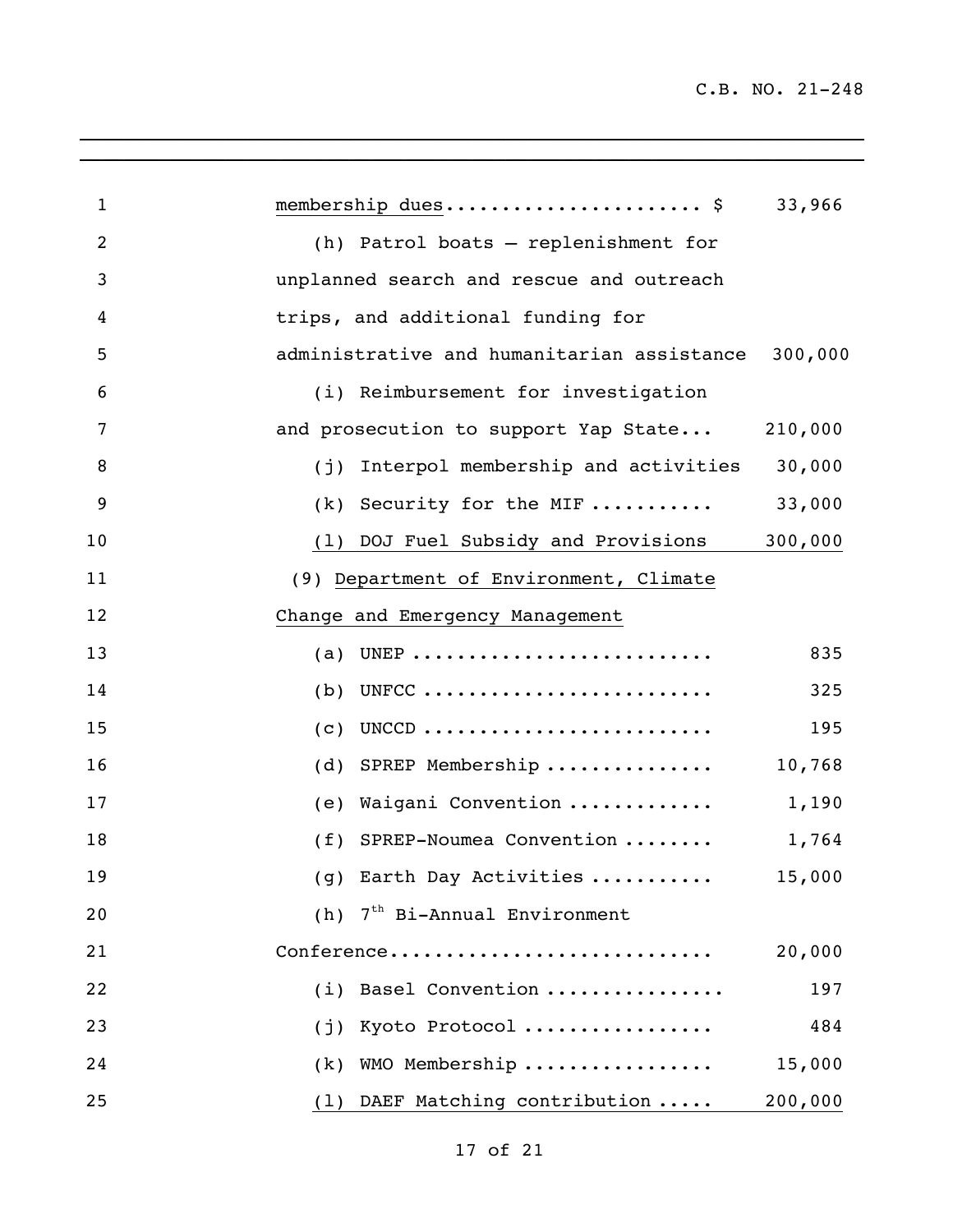membership dues...................... $ 33,966

(h) Patrol boats – replenishment for unplanned search and rescue and outreach trips, and additional funding for administrative and humanitarian assistance 300,000

(i) Reimbursement for investigation and prosecution to support Yap State... 210,000

(j) Interpol membership and activities 30,000

(k) Security for the MIF ........... 33,000

(l) DOJ Fuel Subsidy and Provisions 300,000

(9) Department of Environment, Climate Change and Emergency Management

(a) UNEP .......................... 835

(b) UNFCC ......................... 325

(c) UNCCD ......................... 195

(d) SPREP Membership ............... 10,768

(e) Waigani Convention ............. 1,190

(f) SPREP-Noumea Convention ........ 1,764

(g) Earth Day Activities ........... 15,000

(h) 7th Bi-Annual Environment Conference............................ 20,000

(i) Basel Convention ................ 197

(j) Kyoto Protocol ................. 484

(k) WMO Membership ................. 15,000

(l) DAEF Matching contribution ..... 200,000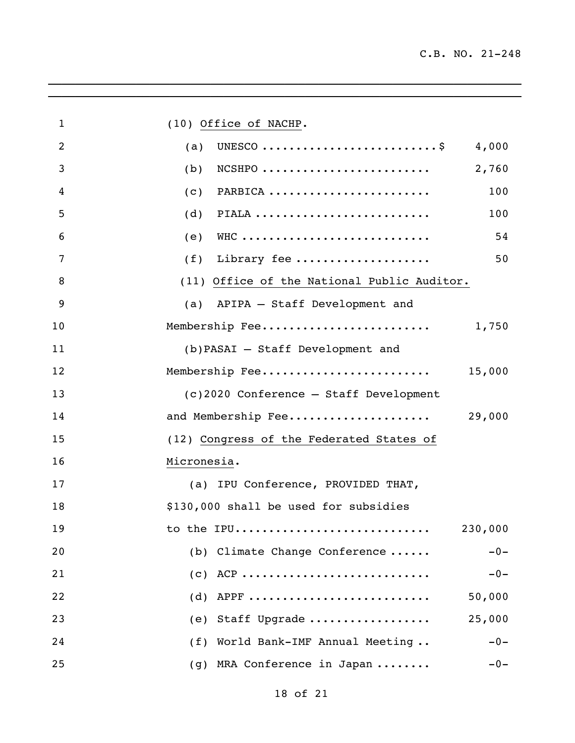(10) Office of NACHP.

| | |
|---|---|
| (a) UNESCO | $ 4,000 |
| (b) NCSHPO | 2,760 |
| (c) PARBICA | 100 |
| (d) PIALA | 100 |
| (e) WHC | 54 |
| (f) Library fee | 50 |

(11) Office of the National Public Auditor.

| | |
|---|---|
| (a) APIPA – Staff Development and Membership Fee | 1,750 |
| (b) PASAI – Staff Development and Membership Fee | 15,000 |
| (c) 2020 Conference – Staff Development and Membership Fee | 29,000 |

(12) Congress of the Federated States of Micronesia.

| | |
|---|---|
| (a) IPU Conference, PROVIDED THAT, $130,000 shall be used for subsidies to the IPU | 230,000 |
| (b) Climate Change Conference | -0- |
| (c) ACP | -0- |
| (d) APPF | 50,000 |
| (e) Staff Upgrade | 25,000 |
| (f) World Bank-IMF Annual Meeting | -0- |
| (g) MRA Conference in Japan | -0- |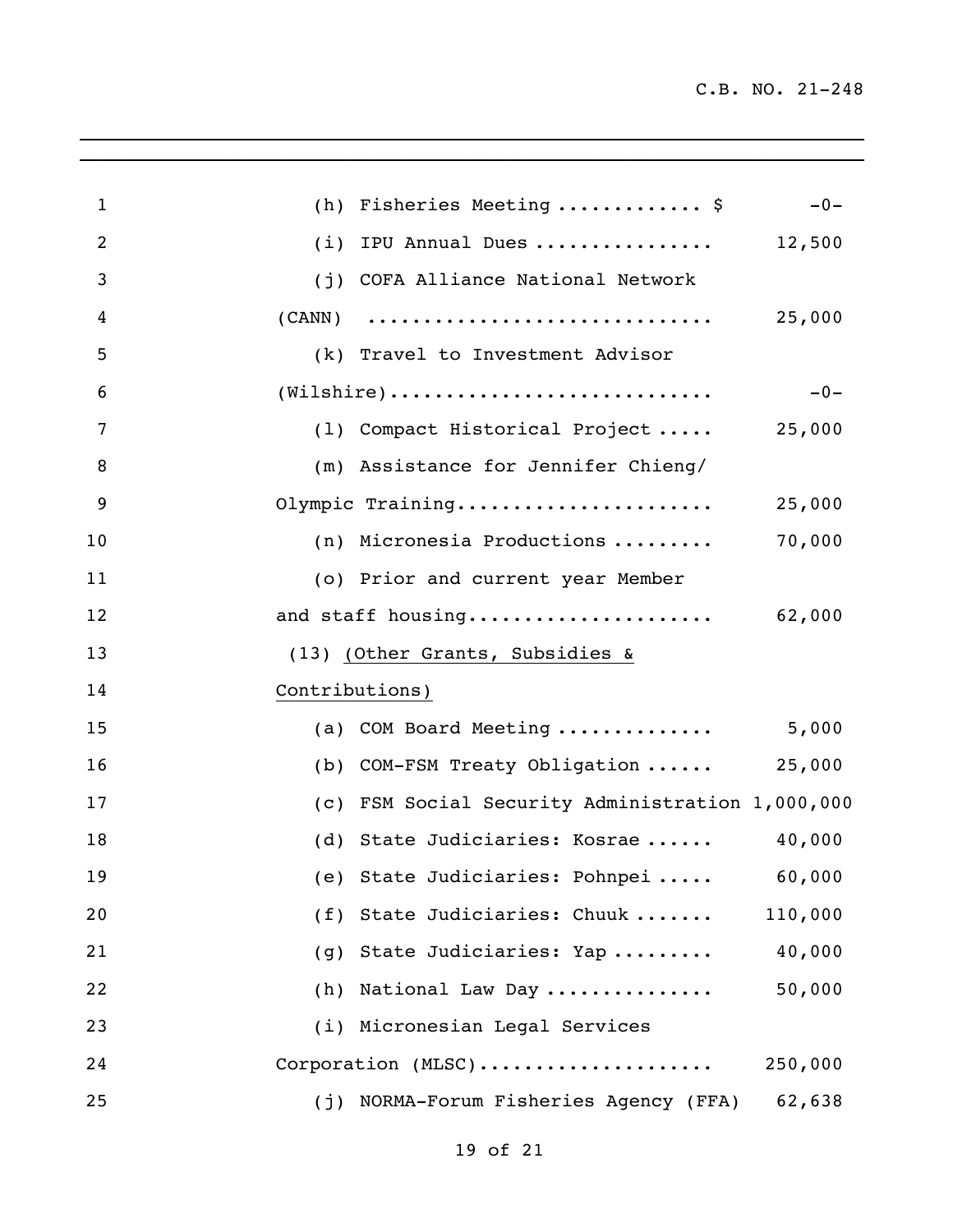(h) Fisheries Meeting ............. $ -0-

(i) IPU Annual Dues ................ 12,500

(j) COFA Alliance National Network (CANN) .............................. 25,000

(k) Travel to Investment Advisor (Wilshire)............................ -0-

(l) Compact Historical Project ..... 25,000

(m) Assistance for Jennifer Chieng/ Olympic Training...................... 25,000

(n) Micronesia Productions ......... 70,000

(o) Prior and current year Member and staff housing..................... 62,000

(13) <u>(Other Grants, Subsidies & Contributions)</u>

(a) COM Board Meeting ............. 5,000

(b) COM-FSM Treaty Obligation ...... 25,000

(c) FSM Social Security Administration 1,000,000

(d) State Judiciaries: Kosrae ...... 40,000

(e) State Judiciaries: Pohnpei ..... 60,000

(f) State Judiciaries: Chuuk ....... 110,000

(g) State Judiciaries: Yap ......... 40,000

(h) National Law Day ............... 50,000

(i) Micronesian Legal Services Corporation (MLSC).................... 250,000

(j) NORMA-Forum Fisheries Agency (FFA) 62,638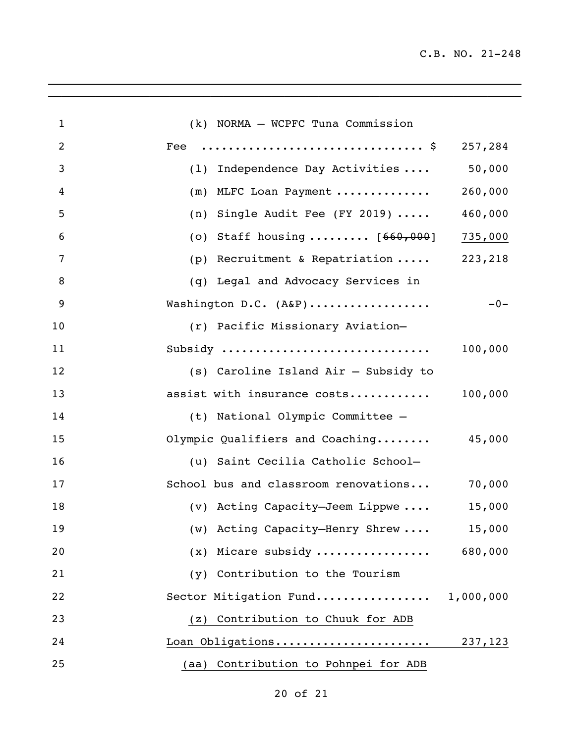(k) NORMA – WCPFC Tuna Commission Fee ................................ $ 257,284

(l) Independence Day Activities .... 50,000

(m) MLFC Loan Payment ............. 260,000

(n) Single Audit Fee (FY 2019) ..... 460,000

(o) Staff housing ......... [~~660,000~~] <u>735,000</u>

(p) Recruitment & Repatriation ..... 223,218

(q) Legal and Advocacy Services in Washington D.C. (A&P).................. -0-

(r) Pacific Missionary Aviation–Subsidy .............................. 100,000

(s) Caroline Island Air – Subsidy to assist with insurance costs............ 100,000

(t) National Olympic Committee – Olympic Qualifiers and Coaching........ 45,000

(u) Saint Cecilia Catholic School–School bus and classroom renovations... 70,000

(v) Acting Capacity–Jeem Lippwe .... 15,000

(w) Acting Capacity–Henry Shrew .... 15,000

(x) Micare subsidy ................ 680,000

(y) Contribution to the Tourism Sector Mitigation Fund................. 1,000,000

<u>(z) Contribution to Chuuk for ADB Loan Obligations...................... 237,123</u>

<u>(aa) Contribution to Pohnpei for ADB</u>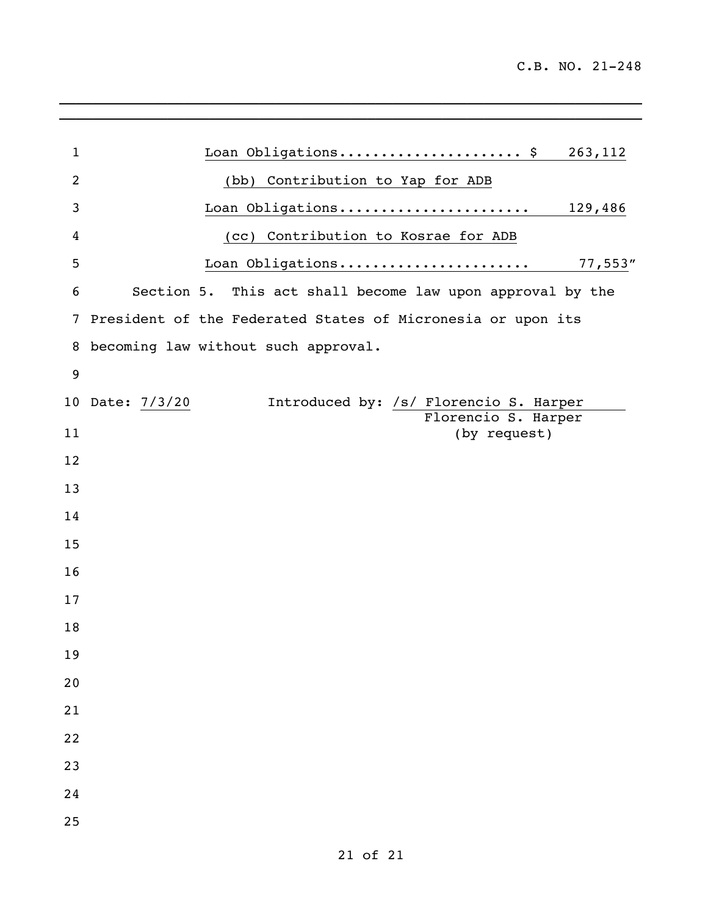Loan Obligations..................... $ 263,112

(bb) Contribution to Yap for ADB

Loan Obligations...................... 129,486

(cc) Contribution to Kosrae for ADB

Loan Obligations...................... 77,553"

Section 5. This act shall become law upon approval by the President of the Federated States of Micronesia or upon its becoming law without such approval.

Date: 7/3/20 Introduced by: /s/ Florencio S. Harper

Florencio S. Harper
(by request)